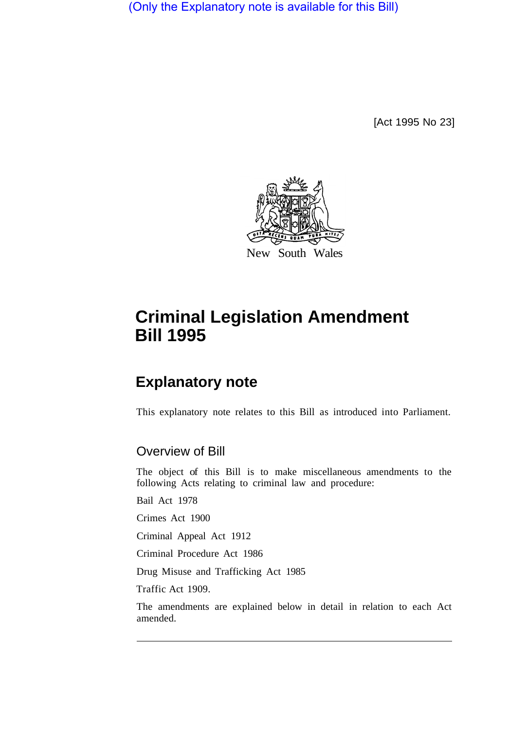(Only the Explanatory note is available for this Bill)

[Act 1995 No 23]

New South Wales

# Criminal Legislation Amendment Bill 1995

## Explanatory note

This explanatory note relates to this Bill as introduced into Parliament.

### Overview of Bill

The object of this Bill is to make miscellaneous amendments to the following Acts relating to criminal law and procedure:

Bail Act 1978

Crimes Act 1900

Criminal Appeal Act 1912

Criminal Procedure Act 1986

Drug Misuse and Trafficking Act 1985

Traffic Act 1909.

The amendments are explained below in detail in relation to each Act amended.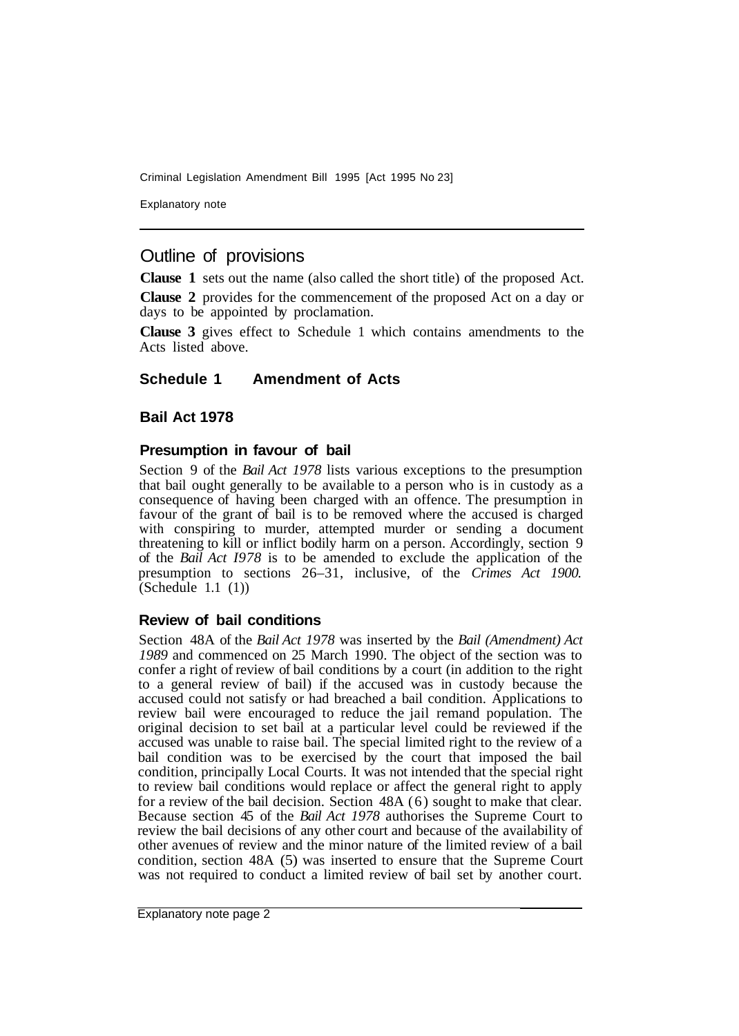## Outline of provisions

**Clause 1** sets out the name (also called the short title) of the proposed Act.

**Clause 2** provides for the commencement of the proposed Act on a day or days to be appointed by proclamation.

**Clause 3** gives effect to Schedule 1 which contains amendments to the Acts listed above.

### Schedule 1 Amendment of Acts

#### Bail Act 1978

##### Presumption in favour of bail

Section 9 of the *Bail Act 1978* lists various exceptions to the presumption that bail ought generally to be available to a person who is in custody as a consequence of having been charged with an offence. The presumption in favour of the grant of bail is to be removed where the accused is charged with conspiring to murder, attempted murder or sending a document threatening to kill or inflict bodily harm on a person. Accordingly, section 9 of the *Bail Act I978* is to be amended to exclude the application of the presumption to sections 26–31, inclusive, of the *Crimes Act 1900.* (Schedule 1.1 (1))

##### Review of bail conditions

Section 48A of the *Bail Act 1978* was inserted by the *Bail (Amendment) Act 1989* and commenced on 25 March 1990. The object of the section was to confer a right of review of bail conditions by a court (in addition to the right to a general review of bail) if the accused was in custody because the accused could not satisfy or had breached a bail condition. Applications to review bail were encouraged to reduce the jail remand population. The original decision to set bail at a particular level could be reviewed if the accused was unable to raise bail. The special limited right to the review of a bail condition was to be exercised by the court that imposed the bail condition, principally Local Courts. It was not intended that the special right to review bail conditions would replace or affect the general right to apply for a review of the bail decision. Section 48A (6) sought to make that clear. Because section 45 of the *Bail Act 1978* authorises the Supreme Court to review the bail decisions of any other court and because of the availability of other avenues of review and the minor nature of the limited review of a bail condition, section 48A (5) was inserted to ensure that the Supreme Court was not required to conduct a limited review of bail set by another court.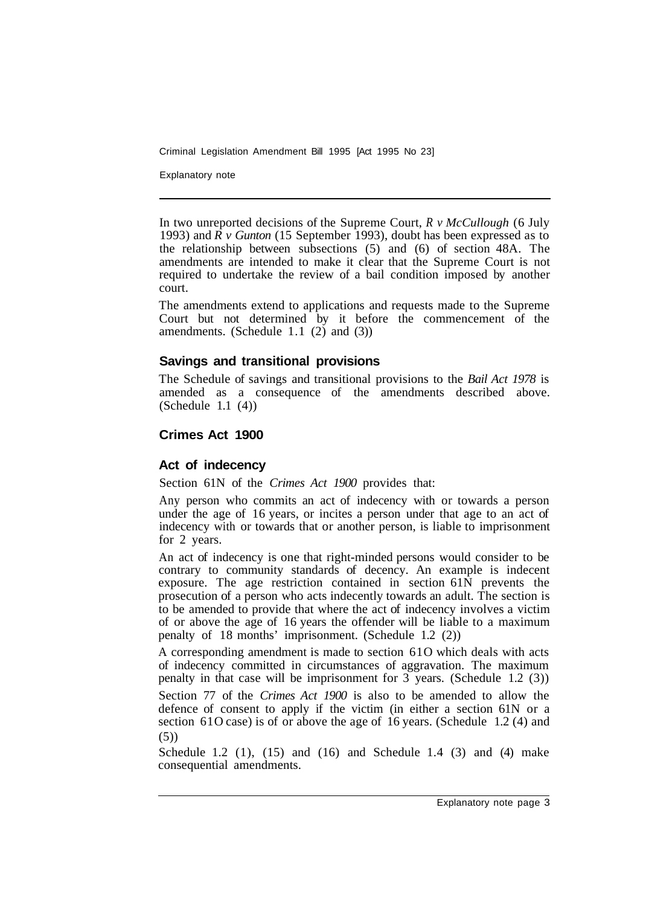In two unreported decisions of the Supreme Court, *R v McCullough* (6 July 1993) and *R v Gunton* (15 September 1993), doubt has been expressed as to the relationship between subsections (5) and (6) of section 48A. The amendments are intended to make it clear that the Supreme Court is not required to undertake the review of a bail condition imposed by another court.

The amendments extend to applications and requests made to the Supreme Court but not determined by it before the commencement of the amendments. (Schedule 1.1 (2) and (3))

### Savings and transitional provisions

The Schedule of savings and transitional provisions to the *Bail Act 1978* is amended as a consequence of the amendments described above. (Schedule 1.1 (4))

## Crimes Act 1900

### Act of indecency

Section 61N of the *Crimes Act 1900* provides that:

Any person who commits an act of indecency with or towards a person under the age of 16 years, or incites a person under that age to an act of indecency with or towards that or another person, is liable to imprisonment for 2 years.

An act of indecency is one that right-minded persons would consider to be contrary to community standards of decency. An example is indecent exposure. The age restriction contained in section 61N prevents the prosecution of a person who acts indecently towards an adult. The section is to be amended to provide that where the act of indecency involves a victim of or above the age of 16 years the offender will be liable to a maximum penalty of 18 months' imprisonment. (Schedule 1.2 (2))

A corresponding amendment is made to section 61O which deals with acts of indecency committed in circumstances of aggravation. The maximum penalty in that case will be imprisonment for 3 years. (Schedule 1.2 (3))

Section 77 of the *Crimes Act 1900* is also to be amended to allow the defence of consent to apply if the victim (in either a section 61N or a section 61O case) is of or above the age of 16 years. (Schedule 1.2 (4) and (5))

Schedule 1.2 (1), (15) and (16) and Schedule 1.4 (3) and (4) make consequential amendments.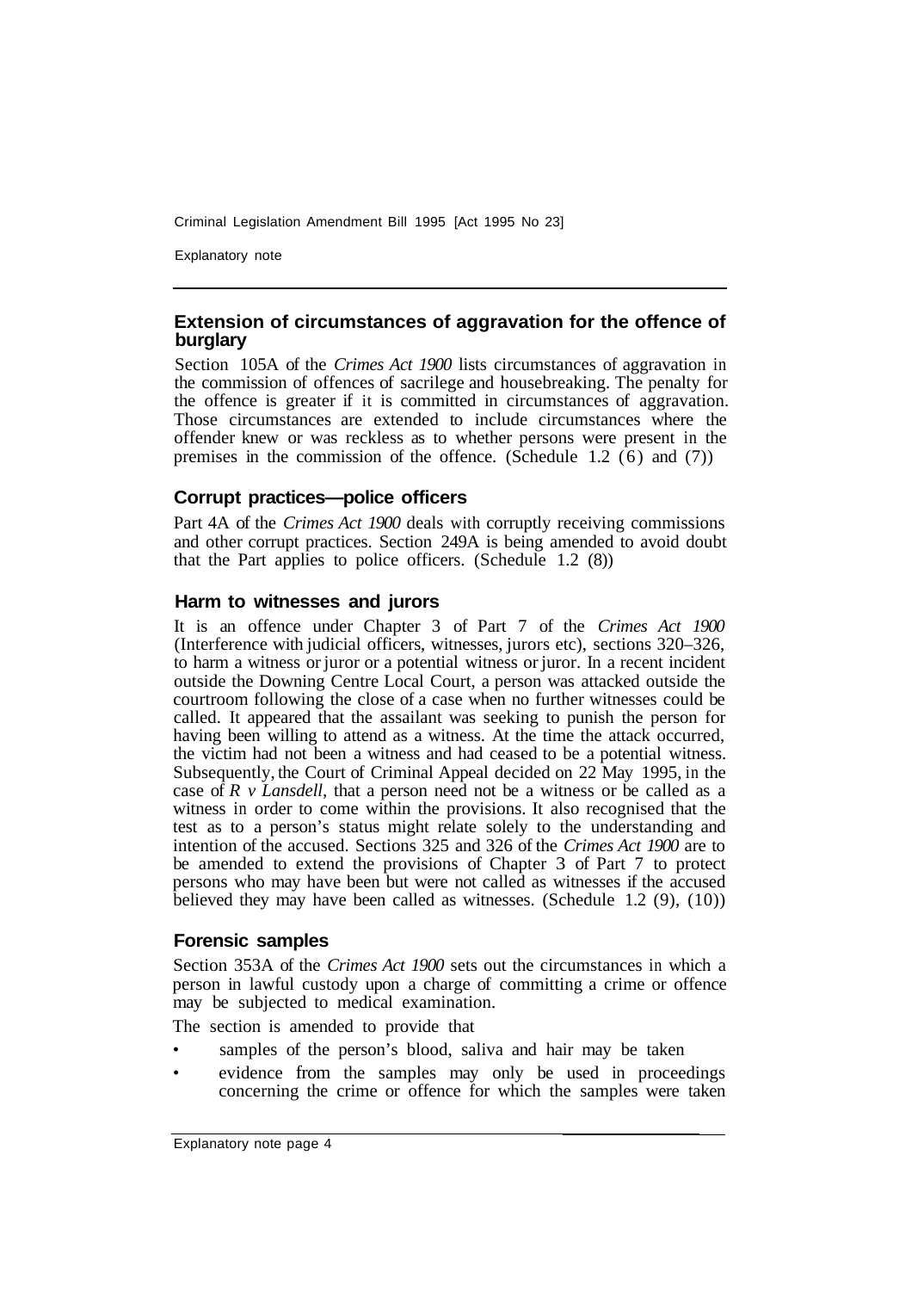### Extension of circumstances of aggravation for the offence of burglary

Section 105A of the *Crimes Act 1900* lists circumstances of aggravation in the commission of offences of sacrilege and housebreaking. The penalty for the offence is greater if it is committed in circumstances of aggravation. Those circumstances are extended to include circumstances where the offender knew or was reckless as to whether persons were present in the premises in the commission of the offence. (Schedule 1.2 (6) and (7))

### Corrupt practices—police officers

Part 4A of the *Crimes Act 1900* deals with corruptly receiving commissions and other corrupt practices. Section 249A is being amended to avoid doubt that the Part applies to police officers. (Schedule 1.2 (8))

### Harm to witnesses and jurors

It is an offence under Chapter 3 of Part 7 of the *Crimes Act 1900* (Interference with judicial officers, witnesses, jurors etc), sections 320–326, to harm a witness or juror or a potential witness or juror. In a recent incident outside the Downing Centre Local Court, a person was attacked outside the courtroom following the close of a case when no further witnesses could be called. It appeared that the assailant was seeking to punish the person for having been willing to attend as a witness. At the time the attack occurred, the victim had not been a witness and had ceased to be a potential witness. Subsequently, the Court of Criminal Appeal decided on 22 May 1995, in the case of *R v Lansdell*, that a person need not be a witness or be called as a witness in order to come within the provisions. It also recognised that the test as to a person's status might relate solely to the understanding and intention of the accused. Sections 325 and 326 of the *Crimes Act 1900* are to be amended to extend the provisions of Chapter 3 of Part 7 to protect persons who may have been but were not called as witnesses if the accused believed they may have been called as witnesses. (Schedule 1.2 (9), (10))

### Forensic samples

Section 353A of the *Crimes Act 1900* sets out the circumstances in which a person in lawful custody upon a charge of committing a crime or offence may be subjected to medical examination.

The section is amended to provide that

- samples of the person's blood, saliva and hair may be taken
- evidence from the samples may only be used in proceedings concerning the crime or offence for which the samples were taken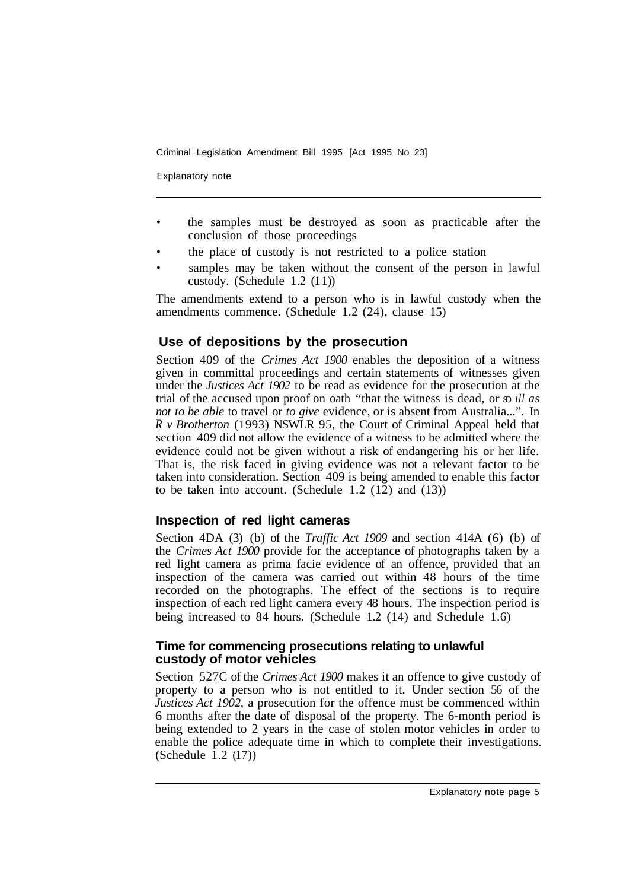- the samples must be destroyed as soon as practicable after the conclusion of those proceedings
- the place of custody is not restricted to a police station
- samples may be taken without the consent of the person in lawful custody. (Schedule 1.2 (11))

The amendments extend to a person who is in lawful custody when the amendments commence. (Schedule 1.2 (24), clause 15)

## Use of depositions by the prosecution

Section 409 of the *Crimes Act 1900* enables the deposition of a witness given in committal proceedings and certain statements of witnesses given under the *Justices Act 1902* to be read as evidence for the prosecution at the trial of the accused upon proof on oath "that the witness is dead, or so *ill as not to be able* to travel or *to give* evidence, or is absent from Australia...". In *R v Brotherton* (1993) NSWLR 95, the Court of Criminal Appeal held that section 409 did not allow the evidence of a witness to be admitted where the evidence could not be given without a risk of endangering his or her life. That is, the risk faced in giving evidence was not a relevant factor to be taken into consideration. Section 409 is being amended to enable this factor to be taken into account. (Schedule 1.2 (12) and (13))

## Inspection of red light cameras

Section 4DA (3) (b) of the *Traffic Act 1909* and section 414A (6) (b) of the *Crimes Act 1900* provide for the acceptance of photographs taken by a red light camera as prima facie evidence of an offence, provided that an inspection of the camera was carried out within 48 hours of the time recorded on the photographs. The effect of the sections is to require inspection of each red light camera every 48 hours. The inspection period is being increased to 84 hours. (Schedule 1.2 (14) and Schedule 1.6)

## Time for commencing prosecutions relating to unlawful custody of motor vehicles

Section 527C of the *Crimes Act 1900* makes it an offence to give custody of property to a person who is not entitled to it. Under section 56 of the *Justices Act 1902*, a prosecution for the offence must be commenced within 6 months after the date of disposal of the property. The 6-month period is being extended to 2 years in the case of stolen motor vehicles in order to enable the police adequate time in which to complete their investigations. (Schedule 1.2 (17))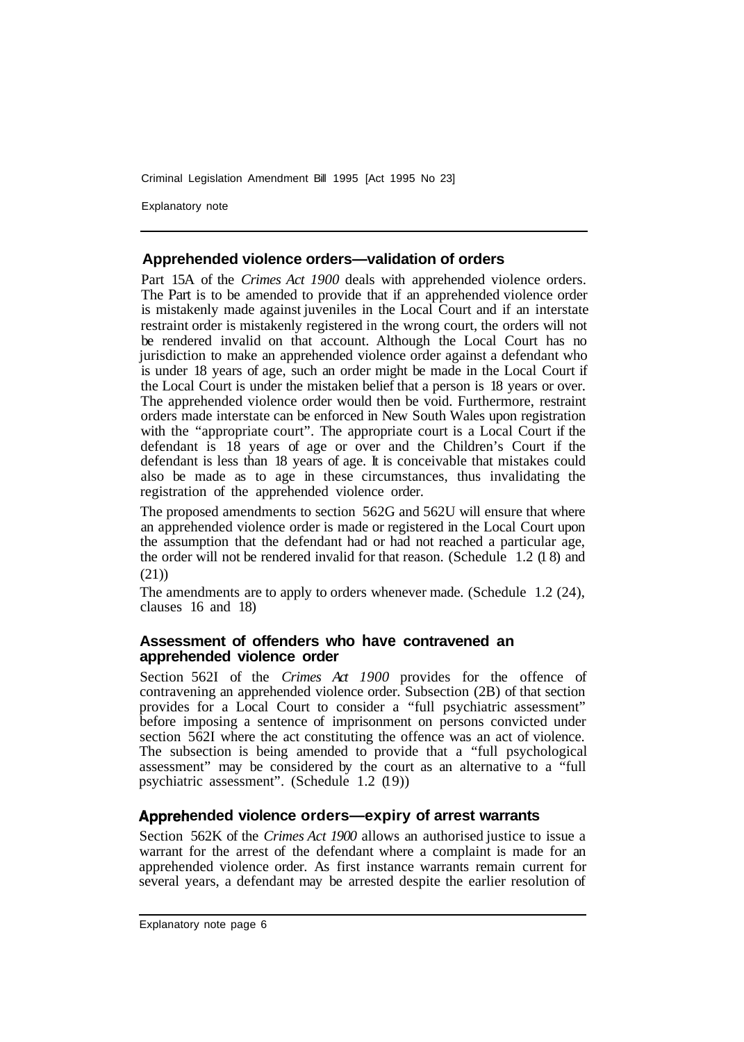## Apprehended violence orders—validation of orders

Part 15A of the *Crimes Act 1900* deals with apprehended violence orders. The Part is to be amended to provide that if an apprehended violence order is mistakenly made against juveniles in the Local Court and if an interstate restraint order is mistakenly registered in the wrong court, the orders will not be rendered invalid on that account. Although the Local Court has no jurisdiction to make an apprehended violence order against a defendant who is under 18 years of age, such an order might be made in the Local Court if the Local Court is under the mistaken belief that a person is 18 years or over. The apprehended violence order would then be void. Furthermore, restraint orders made interstate can be enforced in New South Wales upon registration with the "appropriate court". The appropriate court is a Local Court if the defendant is 18 years of age or over and the Children's Court if the defendant is less than 18 years of age. It is conceivable that mistakes could also be made as to age in these circumstances, thus invalidating the registration of the apprehended violence order.

The proposed amendments to section 562G and 562U will ensure that where an apprehended violence order is made or registered in the Local Court upon the assumption that the defendant had or had not reached a particular age, the order will not be rendered invalid for that reason. (Schedule 1.2 (18) and (21))

The amendments are to apply to orders whenever made. (Schedule 1.2 (24), clauses 16 and 18)

## Assessment of offenders who have contravened an apprehended violence order

Section 562I of the *Crimes Act 1900* provides for the offence of contravening an apprehended violence order. Subsection (2B) of that section provides for a Local Court to consider a "full psychiatric assessment" before imposing a sentence of imprisonment on persons convicted under section 562I where the act constituting the offence was an act of violence. The subsection is being amended to provide that a "full psychological assessment" may be considered by the court as an alternative to a "full psychiatric assessment". (Schedule 1.2 (19))

## Apprehended violence orders—expiry of arrest warrants

Section 562K of the *Crimes Act 1900* allows an authorised justice to issue a warrant for the arrest of the defendant where a complaint is made for an apprehended violence order. As first instance warrants remain current for several years, a defendant may be arrested despite the earlier resolution of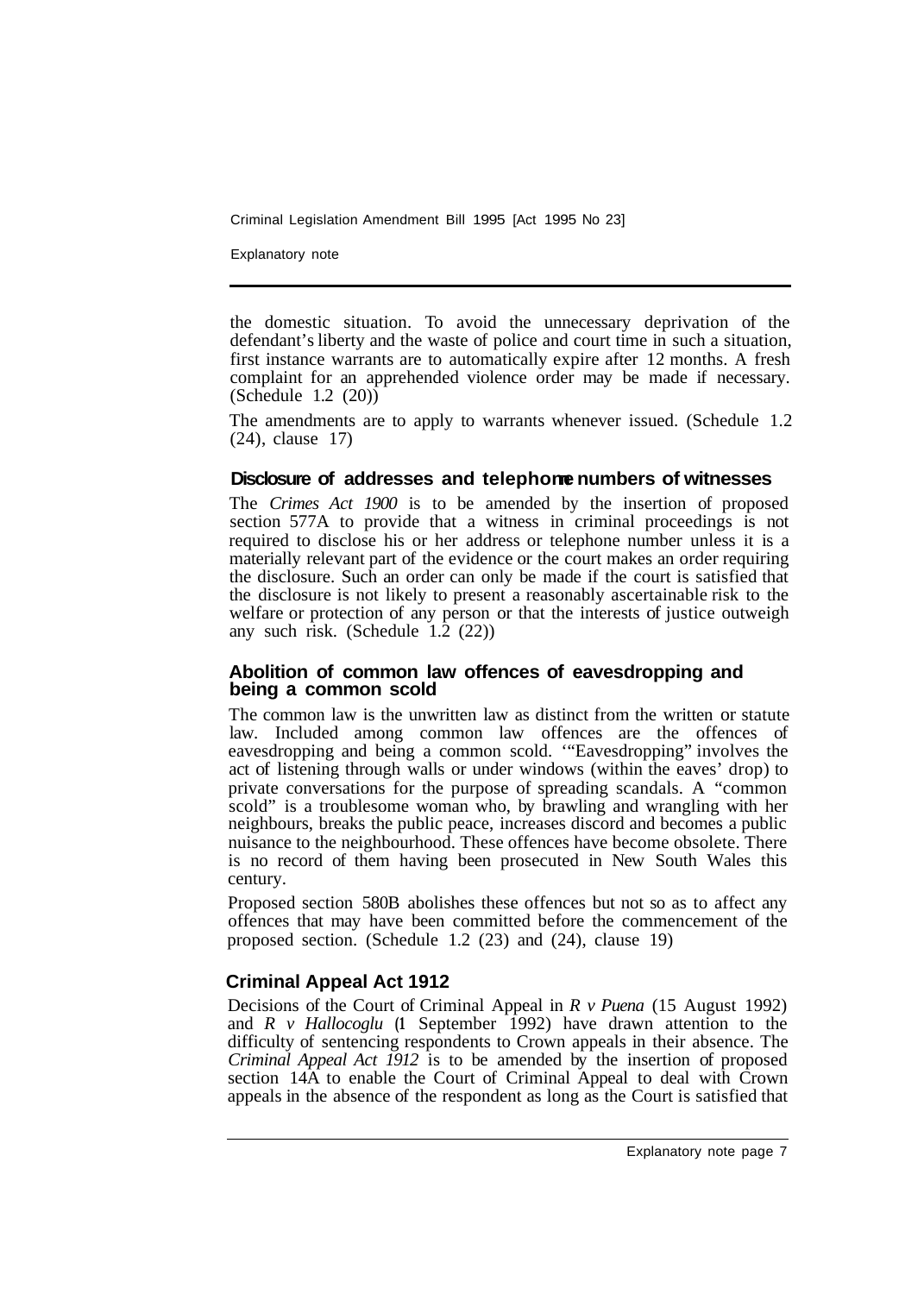the domestic situation. To avoid the unnecessary deprivation of the defendant's liberty and the waste of police and court time in such a situation, first instance warrants are to automatically expire after 12 months. A fresh complaint for an apprehended violence order may be made if necessary. (Schedule 1.2 (20))

The amendments are to apply to warrants whenever issued. (Schedule 1.2 (24), clause 17)

### Disclosure of addresses and telephone numbers of witnesses

The *Crimes Act 1900* is to be amended by the insertion of proposed section 577A to provide that a witness in criminal proceedings is not required to disclose his or her address or telephone number unless it is a materially relevant part of the evidence or the court makes an order requiring the disclosure. Such an order can only be made if the court is satisfied that the disclosure is not likely to present a reasonably ascertainable risk to the welfare or protection of any person or that the interests of justice outweigh any such risk. (Schedule 1.2 (22))

### Abolition of common law offences of eavesdropping and being a common scold

The common law is the unwritten law as distinct from the written or statute law. Included among common law offences are the offences of eavesdropping and being a common scold. '"Eavesdropping" involves the act of listening through walls or under windows (within the eaves' drop) to private conversations for the purpose of spreading scandals. A "common scold" is a troublesome woman who, by brawling and wrangling with her neighbours, breaks the public peace, increases discord and becomes a public nuisance to the neighbourhood. These offences have become obsolete. There is no record of them having been prosecuted in New South Wales this century.

Proposed section 580B abolishes these offences but not so as to affect any offences that may have been committed before the commencement of the proposed section. (Schedule 1.2 (23) and (24), clause 19)

## Criminal Appeal Act 1912

Decisions of the Court of Criminal Appeal in *R v Puena* (15 August 1992) and *R v Hallocoglu* (1 September 1992) have drawn attention to the difficulty of sentencing respondents to Crown appeals in their absence. The *Criminal Appeal Act 1912* is to be amended by the insertion of proposed section 14A to enable the Court of Criminal Appeal to deal with Crown appeals in the absence of the respondent as long as the Court is satisfied that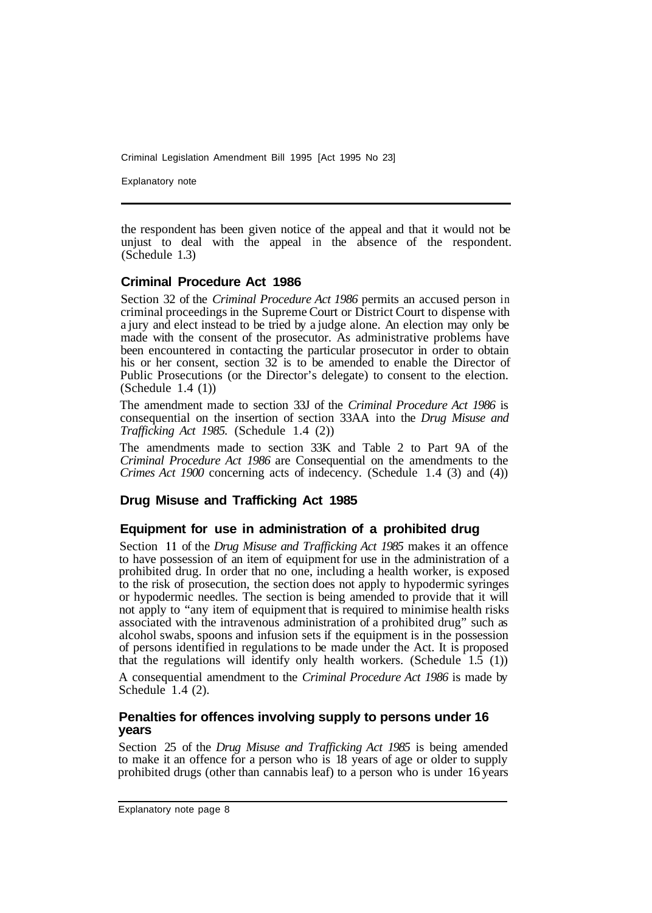the respondent has been given notice of the appeal and that it would not be unjust to deal with the appeal in the absence of the respondent. (Schedule 1.3)

## Criminal Procedure Act 1986

Section 32 of the *Criminal Procedure Act 1986* permits an accused person in criminal proceedings in the Supreme Court or District Court to dispense with a jury and elect instead to be tried by a judge alone. An election may only be made with the consent of the prosecutor. As administrative problems have been encountered in contacting the particular prosecutor in order to obtain his or her consent, section 32 is to be amended to enable the Director of Public Prosecutions (or the Director's delegate) to consent to the election. (Schedule 1.4 (1))

The amendment made to section 33J of the *Criminal Procedure Act 1986* is consequential on the insertion of section 33AA into the *Drug Misuse and Trafficking Act 1985.* (Schedule 1.4 (2))

The amendments made to section 33K and Table 2 to Part 9A of the *Criminal Procedure Act 1986* are Consequential on the amendments to the *Crimes Act 1900* concerning acts of indecency. (Schedule 1.4 (3) and (4))

## Drug Misuse and Trafficking Act 1985

### Equipment for use in administration of a prohibited drug

Section 11 of the *Drug Misuse and Trafficking Act 1985* makes it an offence to have possession of an item of equipment for use in the administration of a prohibited drug. In order that no one, including a health worker, is exposed to the risk of prosecution, the section does not apply to hypodermic syringes or hypodermic needles. The section is being amended to provide that it will not apply to "any item of equipment that is required to minimise health risks associated with the intravenous administration of a prohibited drug" such as alcohol swabs, spoons and infusion sets if the equipment is in the possession of persons identified in regulations to be made under the Act. It is proposed that the regulations will identify only health workers. (Schedule 1.5 (1))

A consequential amendment to the *Criminal Procedure Act 1986* is made by Schedule 1.4 (2).

### Penalties for offences involving supply to persons under 16 years

Section 25 of the *Drug Misuse and Trafficking Act 1985* is being amended to make it an offence for a person who is 18 years of age or older to supply prohibited drugs (other than cannabis leaf) to a person who is under 16 years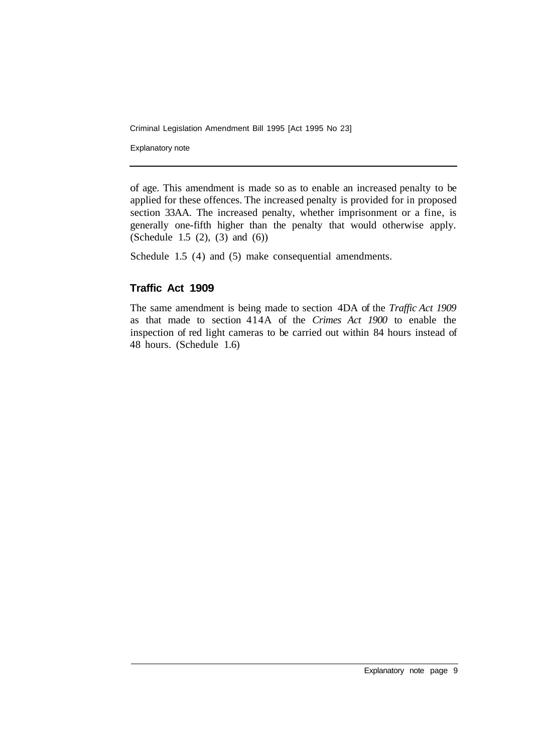of age. This amendment is made so as to enable an increased penalty to be applied for these offences. The increased penalty is provided for in proposed section 33AA. The increased penalty, whether imprisonment or a fine, is generally one-fifth higher than the penalty that would otherwise apply. (Schedule 1.5 (2), (3) and (6))

Schedule 1.5 (4) and (5) make consequential amendments.

## Traffic Act 1909

The same amendment is being made to section 4DA of the *Traffic Act 1909* as that made to section 414A of the *Crimes Act 1900* to enable the inspection of red light cameras to be carried out within 84 hours instead of 48 hours. (Schedule 1.6)